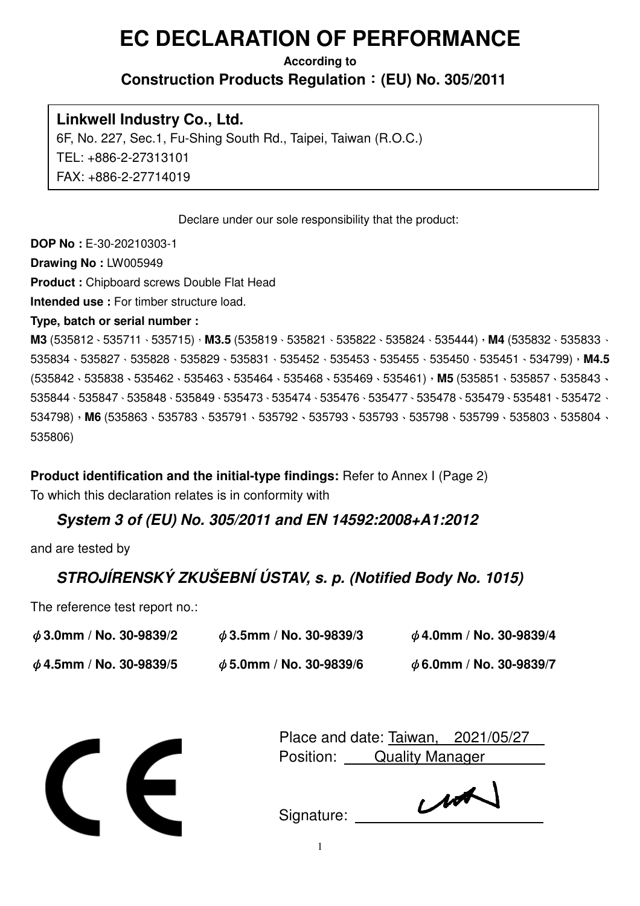# EC DECLARATION OF PERFORMANCE

**According to**

**Construction Products Regulation：(EU) No. 305/2011**

**Linkwell Industry Co., Ltd.**
6F, No. 227, Sec.1, Fu-Shing South Rd., Taipei, Taiwan (R.O.C.)
TEL: +886-2-27313101
FAX: +886-2-27714019

Declare under our sole responsibility that the product:

**DOP No :** E-30-20210303-1

**Drawing No :** LW005949

**Product :** Chipboard screws Double Flat Head

**Intended use :** For timber structure load.

**Type, batch or serial number :**

**M3** (535812、535711、535715)，**M3.5** (535819、535821、535822、535824、535444)，**M4** (535832、535833、535834、535827、535828、535829、535831、535452、535453、535455、535450、535451、534799)，**M4.5** (535842、535838、535462、535463、535464、535468、535469、535461)，**M5** (535851、535857、535843、535844、535847、535848、535849、535473、535474、535476、535477、535478、535479、535481、535472、534798)，**M6** (535863、535783、535791、535792、535793、535793、535798、535799、535803、535804、535806)

**Product identification and the initial-type findings:** Refer to Annex I (Page 2)
To which this declaration relates is in conformity with

***System 3 of (EU) No. 305/2011 and EN 14592:2008+A1:2012***

and are tested by

***STROJÍRENSKÝ ZKUŠEBNÍ ÚSTAV, s. p. (Notified Body No. 1015)***

The reference test report no.:

**ϕ3.0mm / No. 30-9839/2** | **ϕ3.5mm / No. 30-9839/3** | **ϕ4.0mm / No. 30-9839/4**

**ϕ4.5mm / No. 30-9839/5** | **ϕ5.0mm / No. 30-9839/6** | **ϕ6.0mm / No. 30-9839/7**

CE

Place and date: Taiwan, 2021/05/27
Position: Quality Manager

Signature: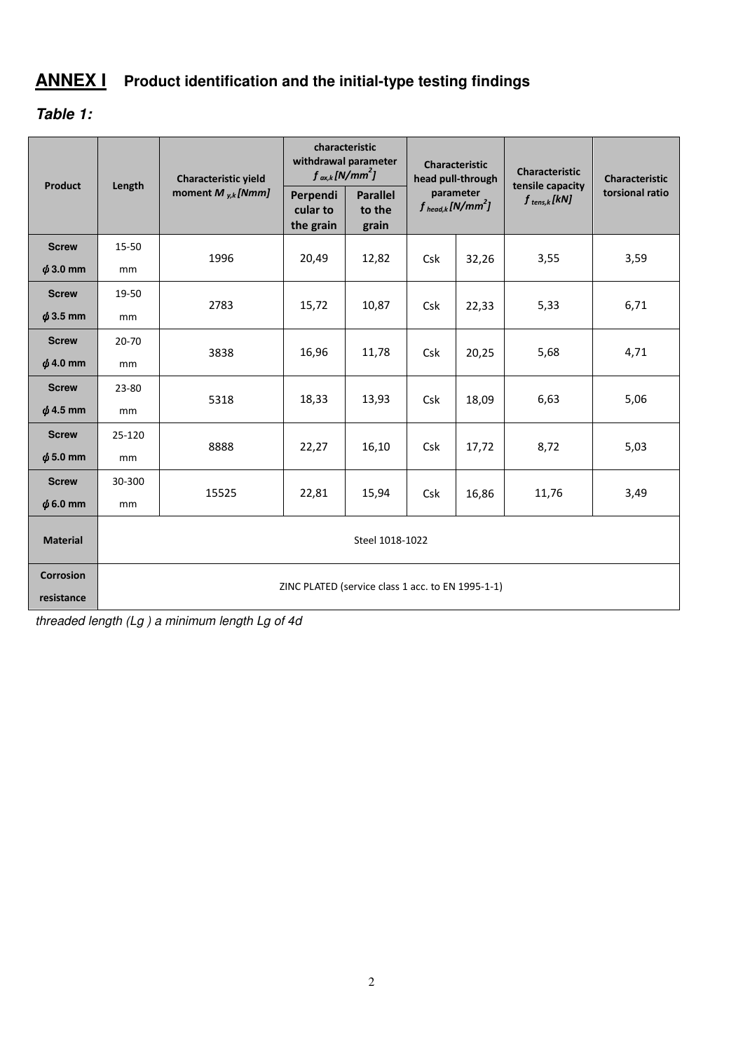## **ANNEX I** Product identification and the initial-type testing findings

***Table 1:***

| Product | Length | Characteristic yield moment $M_{y,k}$ [Nmm] | characteristic withdrawal parameter $f_{ax,k}$ [N/mm$^2$] | | Characteristic head pull-through parameter $f_{head,k}$ [N/mm$^2$] | | Characteristic tensile capacity $f_{tens,k}$ [kN] | Characteristic torsional ratio |
|---|---|---|---|---|---|---|---|---|
| | | | Perpendicular to the grain | Parallel to the grain | | | | |
| **Screw $\phi$ 3.0 mm** | 15-50 mm | 1996 | 20,49 | 12,82 | Csk | 32,26 | 3,55 | 3,59 |
| **Screw $\phi$ 3.5 mm** | 19-50 mm | 2783 | 15,72 | 10,87 | Csk | 22,33 | 5,33 | 6,71 |
| **Screw $\phi$ 4.0 mm** | 20-70 mm | 3838 | 16,96 | 11,78 | Csk | 20,25 | 5,68 | 4,71 |
| **Screw $\phi$ 4.5 mm** | 23-80 mm | 5318 | 18,33 | 13,93 | Csk | 18,09 | 6,63 | 5,06 |
| **Screw $\phi$ 5.0 mm** | 25-120 mm | 8888 | 22,27 | 16,10 | Csk | 17,72 | 8,72 | 5,03 |
| **Screw $\phi$ 6.0 mm** | 30-300 mm | 15525 | 22,81 | 15,94 | Csk | 16,86 | 11,76 | 3,49 |
| **Material** | Steel 1018-1022 | | | | | | | |
| **Corrosion resistance** | ZINC PLATED (service class 1 acc. to EN 1995-1-1) | | | | | | | |

*threaded length (Lg ) a minimum length Lg of 4d*